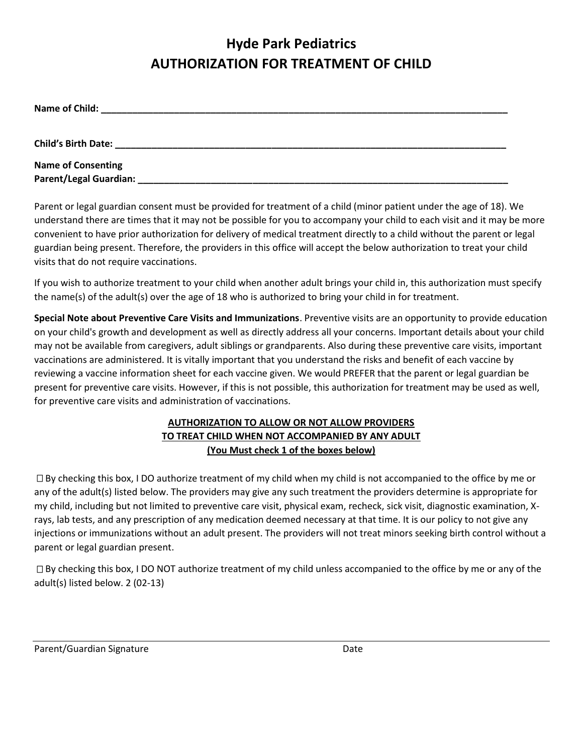# Hyde Park Pediatrics
# AUTHORIZATION FOR TREATMENT OF CHILD

**Name of Child:** ___________________________________________________________________________

**Child's Birth Date:** ________________________________________________________________________

**Name of Consenting**
**Parent/Legal Guardian:** _____________________________________________________________________

Parent or legal guardian consent must be provided for treatment of a child (minor patient under the age of 18). We understand there are times that it may not be possible for you to accompany your child to each visit and it may be more convenient to have prior authorization for delivery of medical treatment directly to a child without the parent or legal guardian being present. Therefore, the providers in this office will accept the below authorization to treat your child visits that do not require vaccinations.

If you wish to authorize treatment to your child when another adult brings your child in, this authorization must specify the name(s) of the adult(s) over the age of 18 who is authorized to bring your child in for treatment.

**Special Note about Preventive Care Visits and Immunizations**. Preventive visits are an opportunity to provide education on your child's growth and development as well as directly address all your concerns. Important details about your child may not be available from caregivers, adult siblings or grandparents. Also during these preventive care visits, important vaccinations are administered. It is vitally important that you understand the risks and benefit of each vaccine by reviewing a vaccine information sheet for each vaccine given. We would PREFER that the parent or legal guardian be present for preventive care visits. However, if this is not possible, this authorization for treatment may be used as well, for preventive care visits and administration of vaccinations.

**AUTHORIZATION TO ALLOW OR NOT ALLOW PROVIDERS**
**TO TREAT CHILD WHEN NOT ACCOMPANIED BY ANY ADULT**
**(You Must check 1 of the boxes below)**

☐ By checking this box, I DO authorize treatment of my child when my child is not accompanied to the office by me or any of the adult(s) listed below. The providers may give any such treatment the providers determine is appropriate for my child, including but not limited to preventive care visit, physical exam, recheck, sick visit, diagnostic examination, X-rays, lab tests, and any prescription of any medication deemed necessary at that time. It is our policy to not give any injections or immunizations without an adult present. The providers will not treat minors seeking birth control without a parent or legal guardian present.

☐ By checking this box, I DO NOT authorize treatment of my child unless accompanied to the office by me or any of the adult(s) listed below. 2 (02-13)

_______________________________________________________________________________

Parent/Guardian Signature Date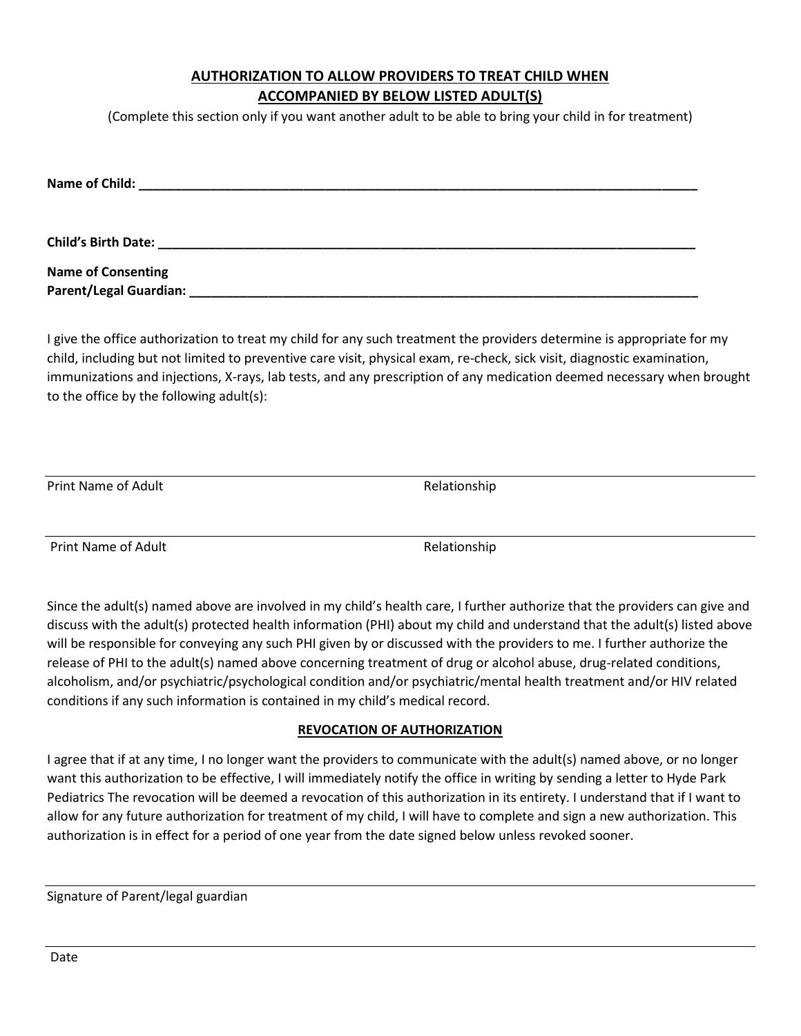## AUTHORIZATION TO ALLOW PROVIDERS TO TREAT CHILD WHEN ACCOMPANIED BY BELOW LISTED ADULT(S)

(Complete this section only if you want another adult to be able to bring your child in for treatment)

**Name of Child:** ______________________________________________________________________________

**Child's Birth Date:** ___________________________________________________________________________

**Name of Consenting Parent/Legal Guardian:** __________________________________________________________________

I give the office authorization to treat my child for any such treatment the providers determine is appropriate for my child, including but not limited to preventive care visit, physical exam, re-check, sick visit, diagnostic examination, immunizations and injections, X-rays, lab tests, and any prescription of any medication deemed necessary when brought to the office by the following adult(s):

_______________________________________________________________________________________________

Print Name of Adult    Relationship

_______________________________________________________________________________________________

Print Name of Adult    Relationship

Since the adult(s) named above are involved in my child's health care, I further authorize that the providers can give and discuss with the adult(s) protected health information (PHI) about my child and understand that the adult(s) listed above will be responsible for conveying any such PHI given by or discussed with the providers to me. I further authorize the release of PHI to the adult(s) named above concerning treatment of drug or alcohol abuse, drug-related conditions, alcoholism, and/or psychiatric/psychological condition and/or psychiatric/mental health treatment and/or HIV related conditions if any such information is contained in my child's medical record.

### REVOCATION OF AUTHORIZATION

I agree that if at any time, I no longer want the providers to communicate with the adult(s) named above, or no longer want this authorization to be effective, I will immediately notify the office in writing by sending a letter to Hyde Park Pediatrics The revocation will be deemed a revocation of this authorization in its entirety. I understand that if I want to allow for any future authorization for treatment of my child, I will have to complete and sign a new authorization. This authorization is in effect for a period of one year from the date signed below unless revoked sooner.

_______________________________________________________________________________________________

Signature of Parent/legal guardian

_______________________________________________________________________________________________

Date